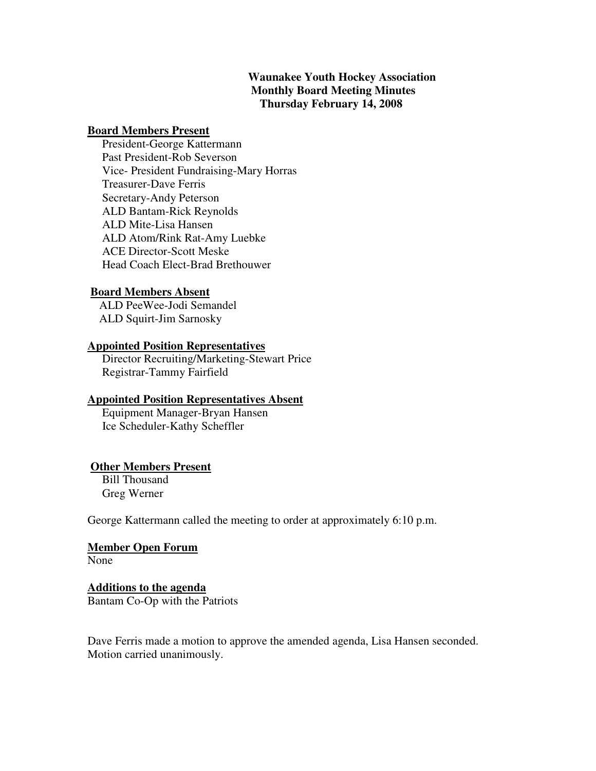# Waunakee Youth Hockey Association
## Monthly Board Meeting Minutes
### Thursday February 14, 2008

**Board Members Present**

President-George Kattermann
Past President-Rob Severson
Vice- President Fundraising-Mary Horras
Treasurer-Dave Ferris
Secretary-Andy Peterson
ALD Bantam-Rick Reynolds
ALD Mite-Lisa Hansen
ALD Atom/Rink Rat-Amy Luebke
ACE Director-Scott Meske
Head Coach Elect-Brad Brethouwer

**Board Members Absent**

ALD PeeWee-Jodi Semandel
ALD Squirt-Jim Sarnosky

**Appointed Position Representatives**

Director Recruiting/Marketing-Stewart Price
Registrar-Tammy Fairfield

**Appointed Position Representatives Absent**

Equipment Manager-Bryan Hansen
Ice Scheduler-Kathy Scheffler

**Other Members Present**

Bill Thousand
Greg Werner

George Kattermann called the meeting to order at approximately 6:10 p.m.

**Member Open Forum**

None

**Additions to the agenda**

Bantam Co-Op with the Patriots

Dave Ferris made a motion to approve the amended agenda, Lisa Hansen seconded. Motion carried unanimously.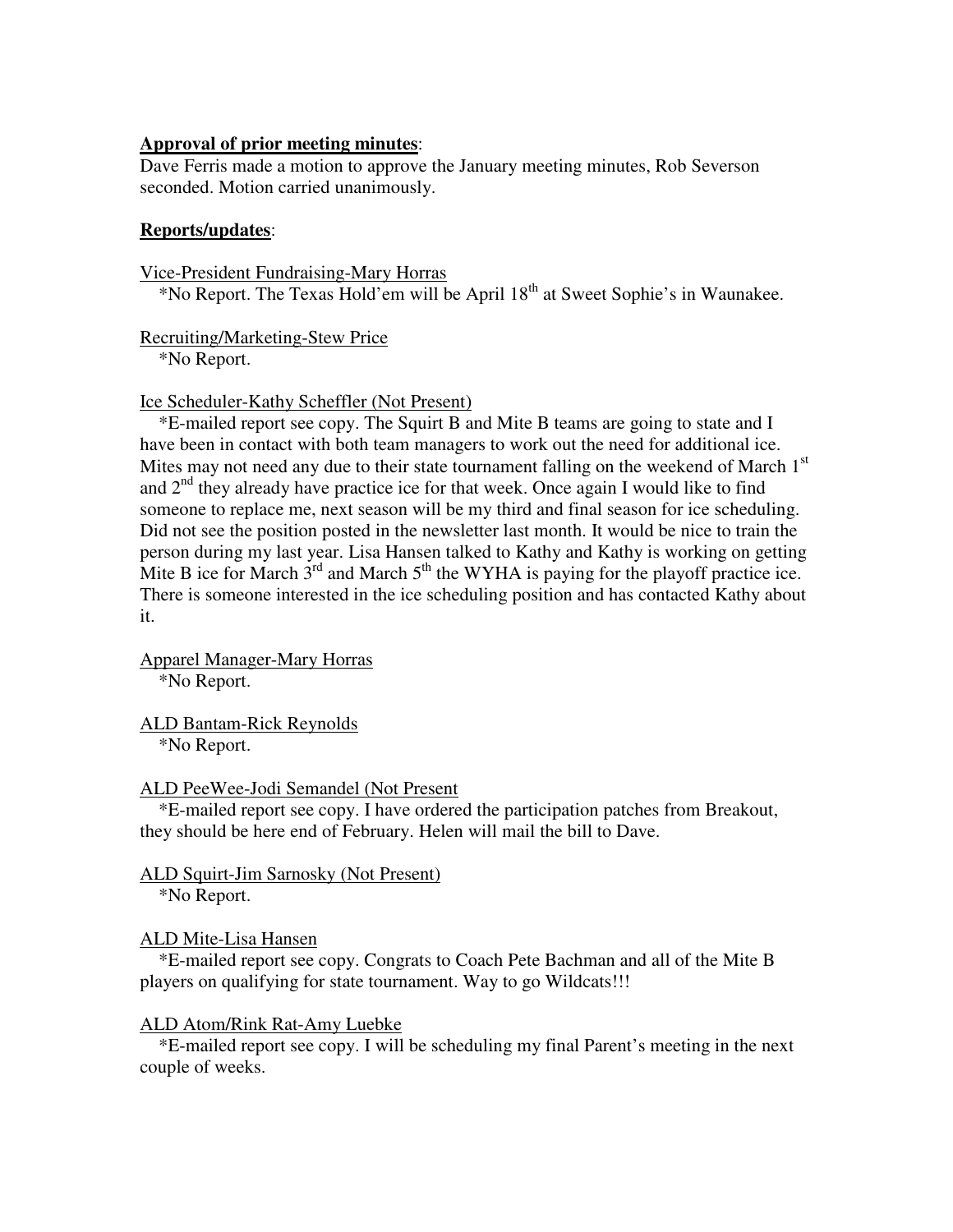**Approval of prior meeting minutes**:
Dave Ferris made a motion to approve the January meeting minutes, Rob Severson seconded. Motion carried unanimously.

**Reports/updates**:

Vice-President Fundraising-Mary Horras
*No Report. The Texas Hold'em will be April 18th at Sweet Sophie's in Waunakee.

Recruiting/Marketing-Stew Price
*No Report.

Ice Scheduler-Kathy Scheffler (Not Present)
*E-mailed report see copy. The Squirt B and Mite B teams are going to state and I have been in contact with both team managers to work out the need for additional ice. Mites may not need any due to their state tournament falling on the weekend of March 1st and 2nd they already have practice ice for that week. Once again I would like to find someone to replace me, next season will be my third and final season for ice scheduling. Did not see the position posted in the newsletter last month. It would be nice to train the person during my last year. Lisa Hansen talked to Kathy and Kathy is working on getting Mite B ice for March 3rd and March 5th the WYHA is paying for the playoff practice ice. There is someone interested in the ice scheduling position and has contacted Kathy about it.

Apparel Manager-Mary Horras
*No Report.

ALD Bantam-Rick Reynolds
*No Report.

ALD PeeWee-Jodi Semandel (Not Present
*E-mailed report see copy. I have ordered the participation patches from Breakout, they should be here end of February. Helen will mail the bill to Dave.

ALD Squirt-Jim Sarnosky (Not Present)
*No Report.

ALD Mite-Lisa Hansen
*E-mailed report see copy. Congrats to Coach Pete Bachman and all of the Mite B players on qualifying for state tournament. Way to go Wildcats!!!

ALD Atom/Rink Rat-Amy Luebke
*E-mailed report see copy. I will be scheduling my final Parent's meeting in the next couple of weeks.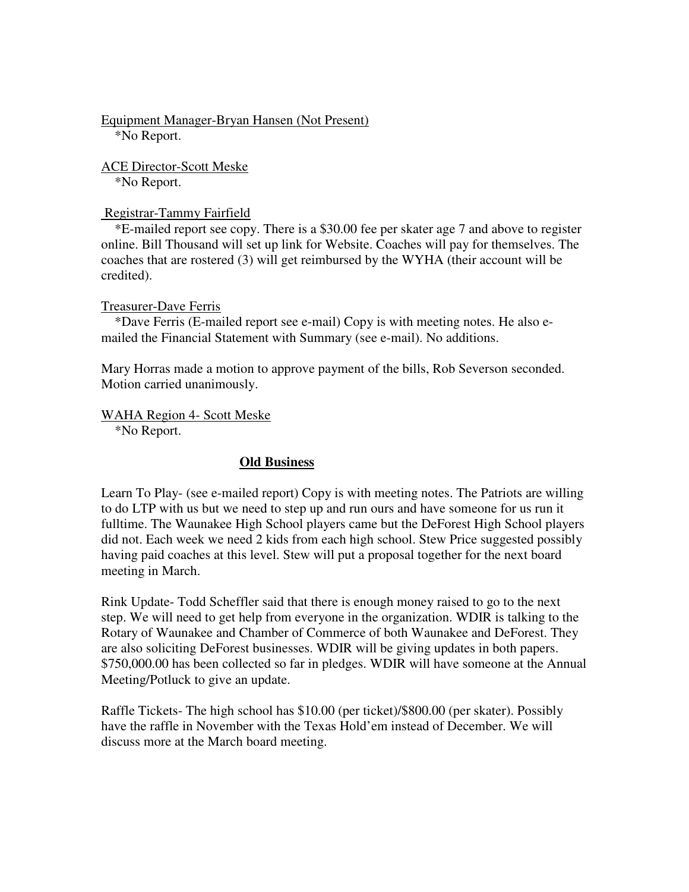Equipment Manager-Bryan Hansen (Not Present)

*No Report.

ACE Director-Scott Meske

*No Report.

Registrar-Tammy Fairfield

*E-mailed report see copy. There is a $30.00 fee per skater age 7 and above to register online. Bill Thousand will set up link for Website. Coaches will pay for themselves. The coaches that are rostered (3) will get reimbursed by the WYHA (their account will be credited).

Treasurer-Dave Ferris

*Dave Ferris (E-mailed report see e-mail) Copy is with meeting notes. He also e-mailed the Financial Statement with Summary (see e-mail). No additions.

Mary Horras made a motion to approve payment of the bills, Rob Severson seconded. Motion carried unanimously.

WAHA Region 4- Scott Meske

*No Report.

## Old Business

Learn To Play- (see e-mailed report) Copy is with meeting notes. The Patriots are willing to do LTP with us but we need to step up and run ours and have someone for us run it fulltime. The Waunakee High School players came but the DeForest High School players did not. Each week we need 2 kids from each high school. Stew Price suggested possibly having paid coaches at this level. Stew will put a proposal together for the next board meeting in March.

Rink Update- Todd Scheffler said that there is enough money raised to go to the next step. We will need to get help from everyone in the organization. WDIR is talking to the Rotary of Waunakee and Chamber of Commerce of both Waunakee and DeForest. They are also soliciting DeForest businesses. WDIR will be giving updates in both papers. $750,000.00 has been collected so far in pledges. WDIR will have someone at the Annual Meeting/Potluck to give an update.

Raffle Tickets- The high school has $10.00 (per ticket)/$800.00 (per skater). Possibly have the raffle in November with the Texas Hold'em instead of December. We will discuss more at the March board meeting.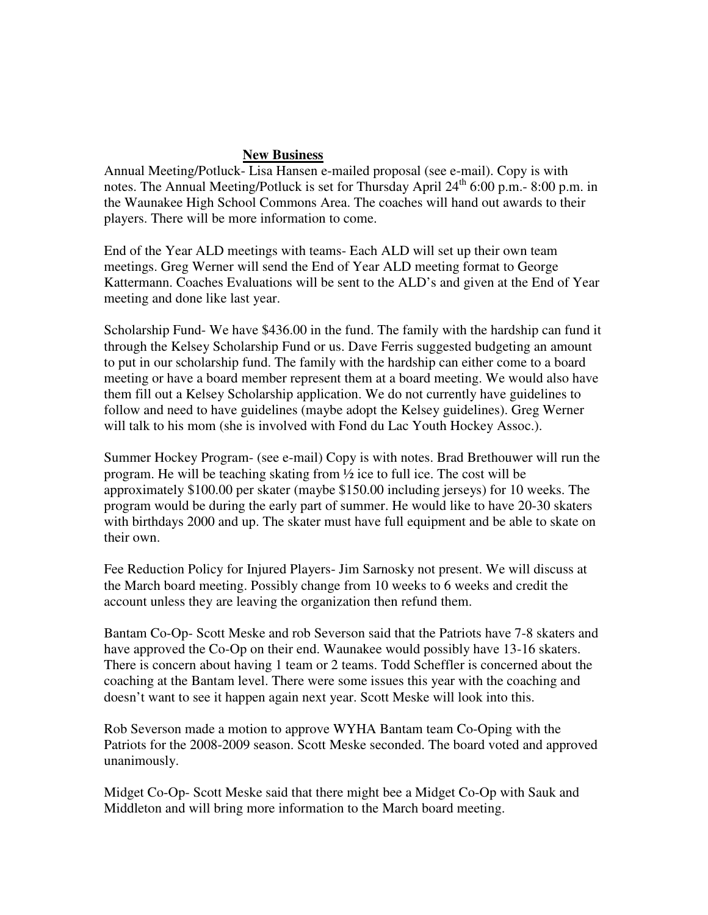## New Business

Annual Meeting/Potluck- Lisa Hansen e-mailed proposal (see e-mail). Copy is with notes. The Annual Meeting/Potluck is set for Thursday April 24th 6:00 p.m.- 8:00 p.m. in the Waunakee High School Commons Area. The coaches will hand out awards to their players. There will be more information to come.

End of the Year ALD meetings with teams- Each ALD will set up their own team meetings. Greg Werner will send the End of Year ALD meeting format to George Kattermann. Coaches Evaluations will be sent to the ALD's and given at the End of Year meeting and done like last year.

Scholarship Fund- We have $436.00 in the fund. The family with the hardship can fund it through the Kelsey Scholarship Fund or us. Dave Ferris suggested budgeting an amount to put in our scholarship fund. The family with the hardship can either come to a board meeting or have a board member represent them at a board meeting. We would also have them fill out a Kelsey Scholarship application. We do not currently have guidelines to follow and need to have guidelines (maybe adopt the Kelsey guidelines). Greg Werner will talk to his mom (she is involved with Fond du Lac Youth Hockey Assoc.).

Summer Hockey Program- (see e-mail) Copy is with notes. Brad Brethouwer will run the program. He will be teaching skating from ½ ice to full ice. The cost will be approximately $100.00 per skater (maybe $150.00 including jerseys) for 10 weeks. The program would be during the early part of summer. He would like to have 20-30 skaters with birthdays 2000 and up. The skater must have full equipment and be able to skate on their own.

Fee Reduction Policy for Injured Players- Jim Sarnosky not present. We will discuss at the March board meeting. Possibly change from 10 weeks to 6 weeks and credit the account unless they are leaving the organization then refund them.

Bantam Co-Op- Scott Meske and rob Severson said that the Patriots have 7-8 skaters and have approved the Co-Op on their end. Waunakee would possibly have 13-16 skaters. There is concern about having 1 team or 2 teams. Todd Scheffler is concerned about the coaching at the Bantam level. There were some issues this year with the coaching and doesn't want to see it happen again next year. Scott Meske will look into this.

Rob Severson made a motion to approve WYHA Bantam team Co-Oping with the Patriots for the 2008-2009 season. Scott Meske seconded. The board voted and approved unanimously.

Midget Co-Op- Scott Meske said that there might bee a Midget Co-Op with Sauk and Middleton and will bring more information to the March board meeting.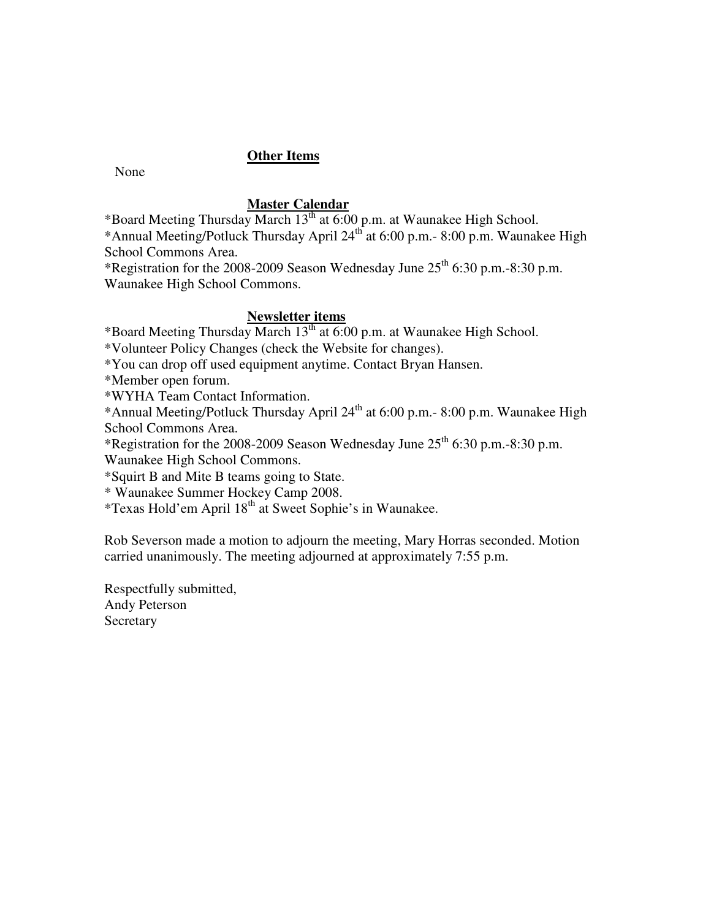## Other Items

None

## Master Calendar

*Board Meeting Thursday March 13th at 6:00 p.m. at Waunakee High School.
*Annual Meeting/Potluck Thursday April 24th at 6:00 p.m.- 8:00 p.m. Waunakee High School Commons Area.
*Registration for the 2008-2009 Season Wednesday June 25th 6:30 p.m.-8:30 p.m. Waunakee High School Commons.

## Newsletter items

*Board Meeting Thursday March 13th at 6:00 p.m. at Waunakee High School.
*Volunteer Policy Changes (check the Website for changes).
*You can drop off used equipment anytime. Contact Bryan Hansen.
*Member open forum.
*WYHA Team Contact Information.
*Annual Meeting/Potluck Thursday April 24th at 6:00 p.m.- 8:00 p.m. Waunakee High School Commons Area.
*Registration for the 2008-2009 Season Wednesday June 25th 6:30 p.m.-8:30 p.m. Waunakee High School Commons.
*Squirt B and Mite B teams going to State.
* Waunakee Summer Hockey Camp 2008.
*Texas Hold'em April 18th at Sweet Sophie's in Waunakee.

Rob Severson made a motion to adjourn the meeting, Mary Horras seconded. Motion carried unanimously. The meeting adjourned at approximately 7:55 p.m.

Respectfully submitted,
Andy Peterson
Secretary